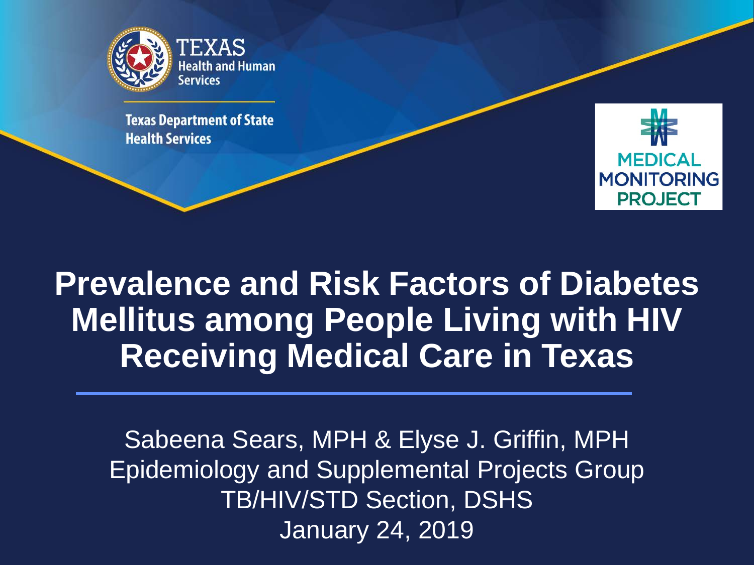TEXAS
Health and Human Services

Texas Department of State Health Services

MEDICAL MONITORING PROJECT

# Prevalence and Risk Factors of Diabetes Mellitus among People Living with HIV Receiving Medical Care in Texas

Sabeena Sears, MPH & Elyse J. Griffin, MPH
Epidemiology and Supplemental Projects Group
TB/HIV/STD Section, DSHS
January 24, 2019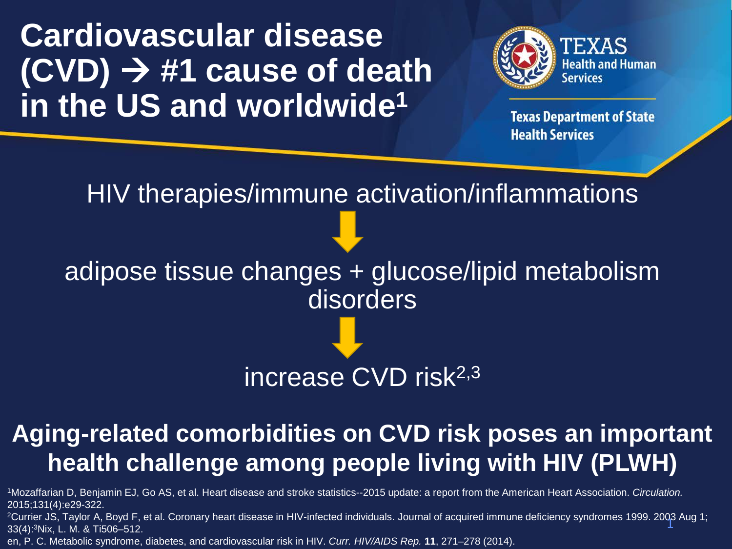# Cardiovascular disease (CVD) → #1 cause of death in the US and worldwide[1]

Texas Health and Human Services

Texas Department of State Health Services

HIV therapies/immune activation/inflammations

↓

adipose tissue changes + glucose/lipid metabolism disorders

↓

increase CVD risk[2,3]

**Aging-related comorbidities on CVD risk poses an important health challenge among people living with HIV (PLWH)**

[1]Mozaffarian D, Benjamin EJ, Go AS, et al. Heart disease and stroke statistics--2015 update: a report from the American Heart Association. *Circulation.* 2015;131(4):e29-322.

[2]Currier JS, Taylor A, Boyd F, et al. Coronary heart disease in HIV-infected individuals. Journal of acquired immune deficiency syndromes 1999. 2003 Aug 1; 33(4):[3]Nix, L. M. & Ti506–512.

en, P. C. Metabolic syndrome, diabetes, and cardiovascular risk in HIV. *Curr. HIV/AIDS Rep.* **11**, 271–278 (2014).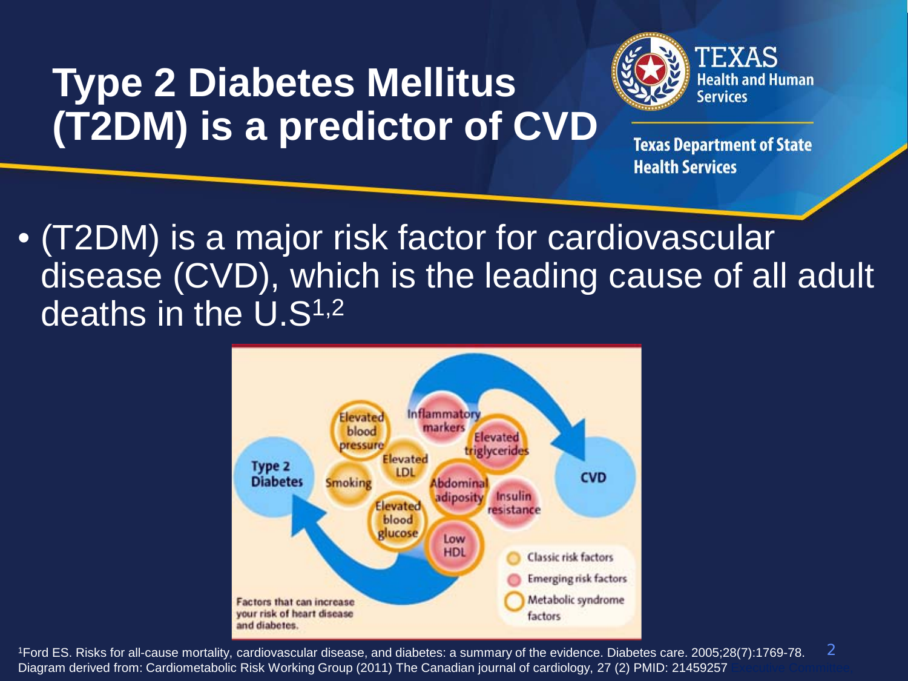# Type 2 Diabetes Mellitus (T2DM) is a predictor of CVD

- (T2DM) is a major risk factor for cardiovascular disease (CVD), which is the leading cause of all adult deaths in the U.S[1,2]

Type 2 Diabetes

Elevated blood pressure

Smoking

Inflammatory markers

Elevated LDL

Elevated triglycerides

Abdominal adiposity

Insulin resistance

Elevated blood glucose

Low HDL

CVD

Classic risk factors

Emerging risk factors

Metabolic syndrome factors

Factors that can increase your risk of heart disease and diabetes.

[1]Ford ES. Risks for all-cause mortality, cardiovascular disease, and diabetes: a summary of the evidence. Diabetes care. 2005;28(7):1769-78.
Diagram derived from: Cardiometabolic Risk Working Group (2011) The Canadian journal of cardiology, 27 (2) PMID: 21459257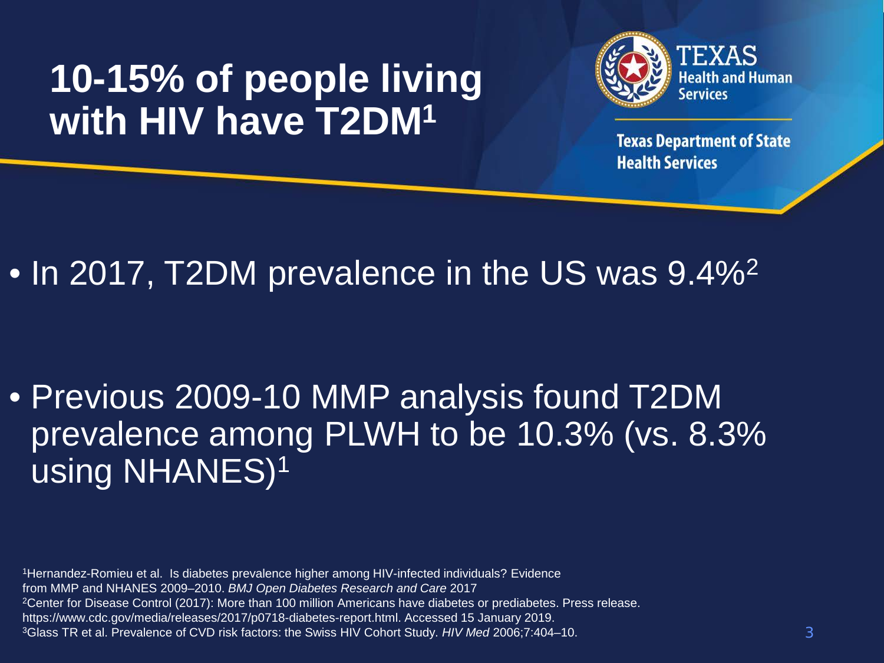# 10-15% of people living with HIV have T2DM[1]

Texas Health and Human Services

Texas Department of State Health Services

- In 2017, T2DM prevalence in the US was 9.4%[2]
- Previous 2009-10 MMP analysis found T2DM prevalence among PLWH to be 10.3% (vs. 8.3% using NHANES)[1]

[1]Hernandez-Romieu et al. Is diabetes prevalence higher among HIV-infected individuals? Evidence from MMP and NHANES 2009–2010. *BMJ Open Diabetes Research and Care* 2017
[2]Center for Disease Control (2017): More than 100 million Americans have diabetes or prediabetes. Press release. https://www.cdc.gov/media/releases/2017/p0718-diabetes-report.html. Accessed 15 January 2019.
[3]Glass TR et al. Prevalence of CVD risk factors: the Swiss HIV Cohort Study. *HIV Med* 2006;7:404–10.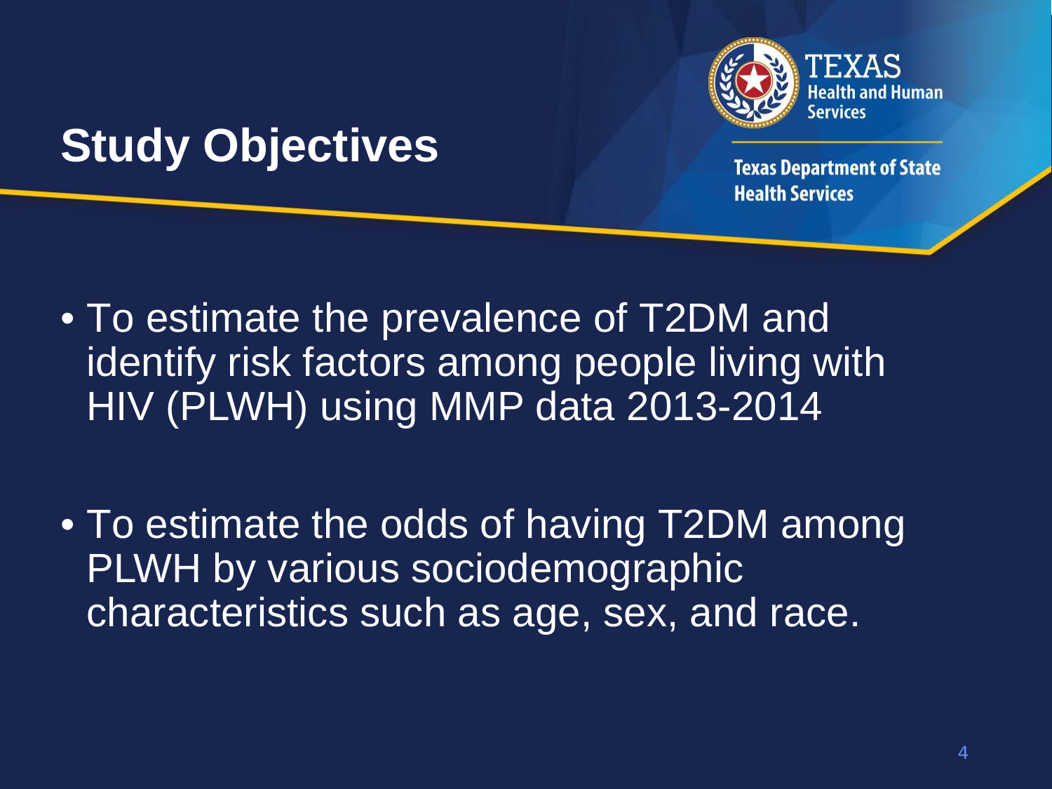# Study Objectives

- To estimate the prevalence of T2DM and identify risk factors among people living with HIV (PLWH) using MMP data 2013-2014
- To estimate the odds of having T2DM among PLWH by various sociodemographic characteristics such as age, sex, and race.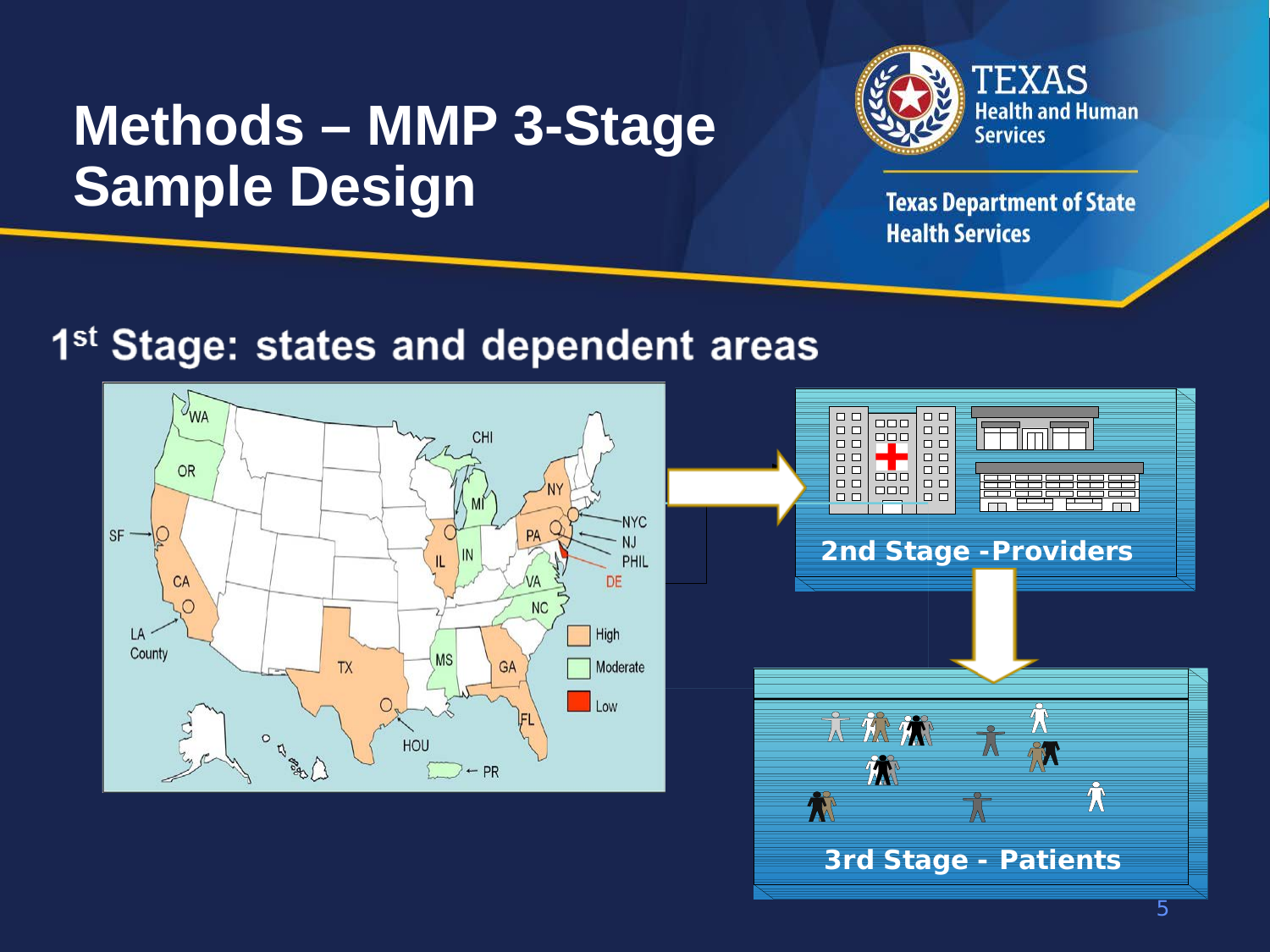# Methods – MMP 3-Stage Sample Design

Texas Health and Human Services

Texas Department of State Health Services

## 1[st] Stage: states and dependent areas

WA, OR, CA, SF, LA County, TX, HOU, CHI, MI, IL, IN, NY, PA, NYC, NJ, PHIL, DE, VA, NC, MS, GA, FL, PR

High

Moderate

Low

## 2nd Stage - Providers

## 3rd Stage - Patients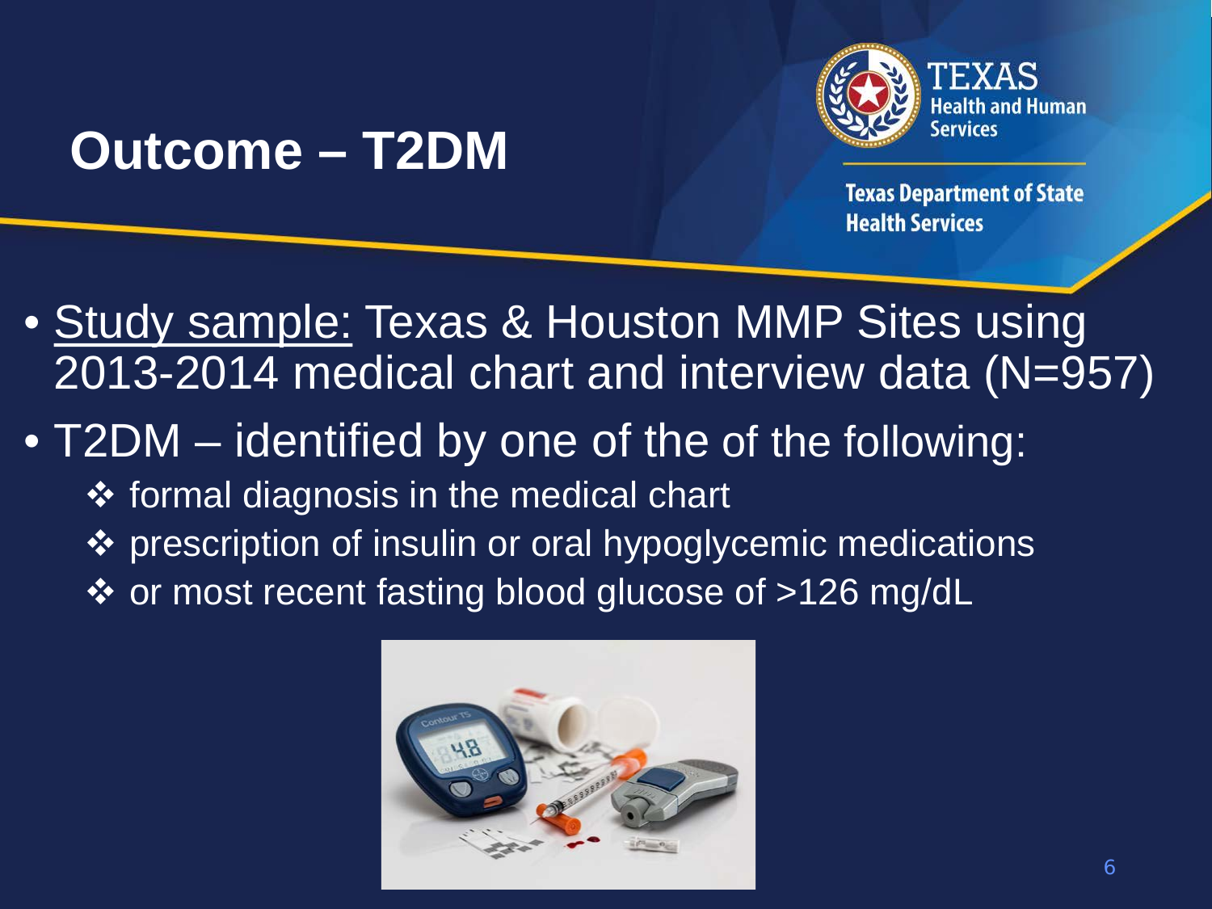# Outcome – T2DM

- Study sample: Texas & Houston MMP Sites using 2013-2014 medical chart and interview data (N=957)
- T2DM – identified by one of the of the following:
  - formal diagnosis in the medical chart
  - prescription of insulin or oral hypoglycemic medications
  - or most recent fasting blood glucose of >126 mg/dL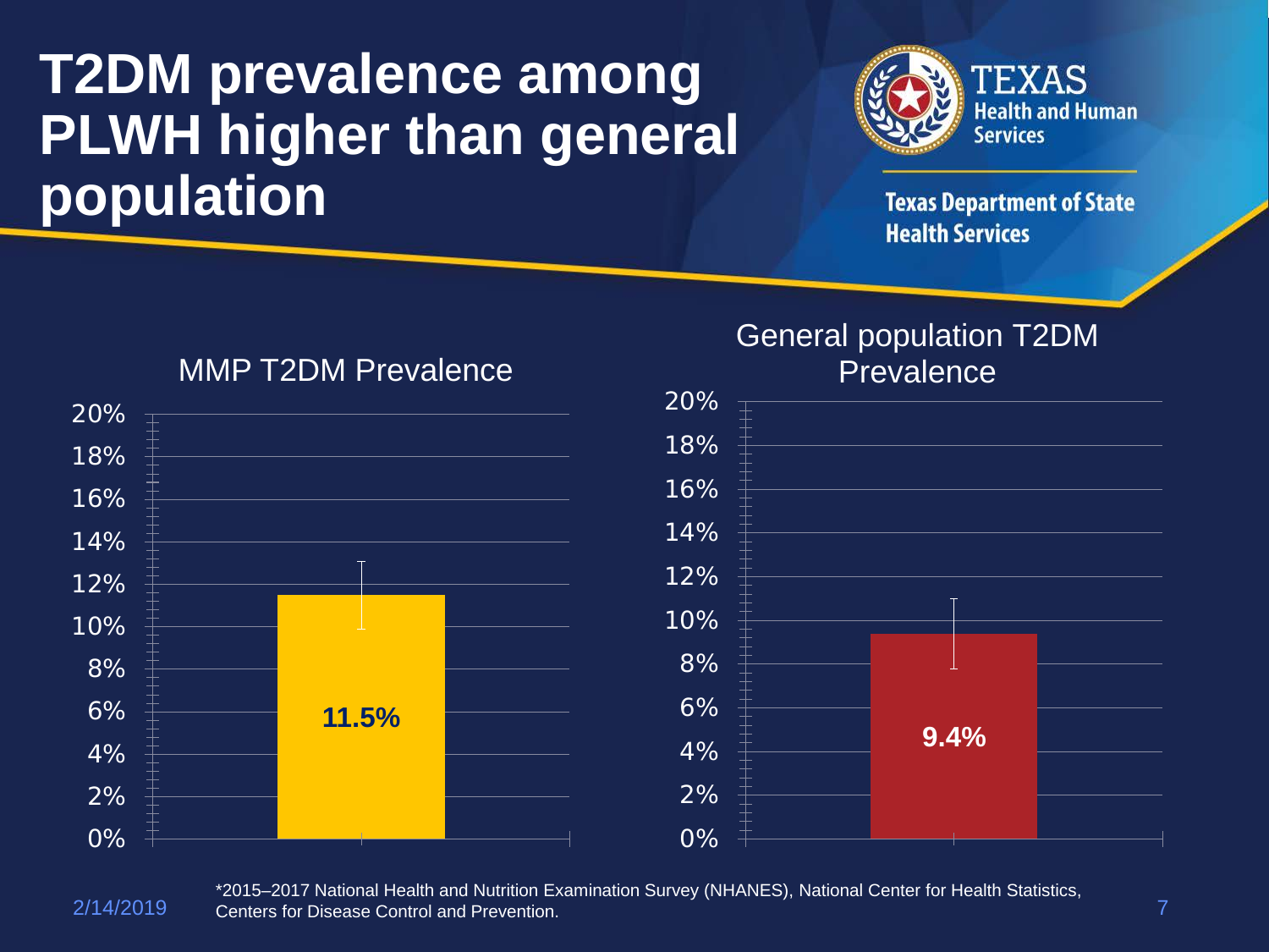# T2DM prevalence among PLWH higher than general population

Texas Health and Human Services

Texas Department of State Health Services

## MMP T2DM Prevalence

| | Prevalence |
| --- | --- |
| MMP | 11.5% |

## General population T2DM Prevalence

| | Prevalence |
| --- | --- |
| General population | 9.4% |

*2015–2017 National Health and Nutrition Examination Survey (NHANES), National Center for Health Statistics, Centers for Disease Control and Prevention.

2/14/2019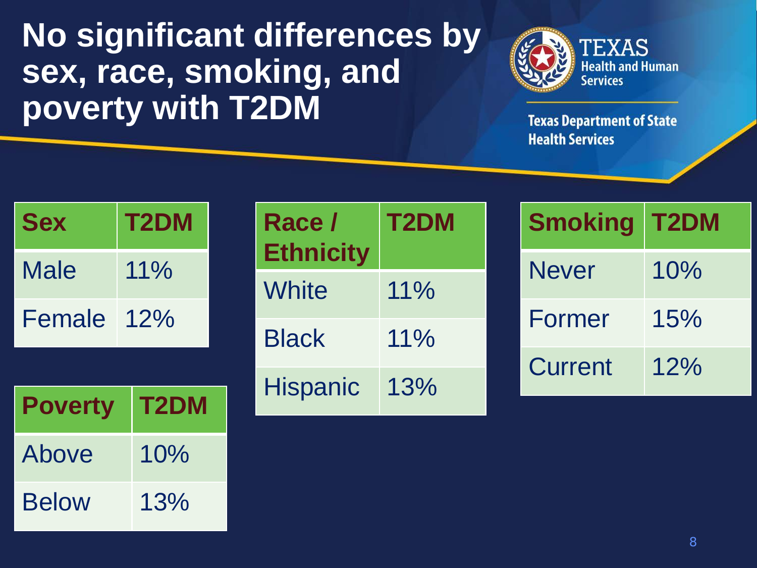# No significant differences by sex, race, smoking, and poverty with T2DM

Texas Health and Human Services

Texas Department of State Health Services

| Sex | T2DM |
|---|---|
| Male | 11% |
| Female | 12% |

| Poverty | T2DM |
|---|---|
| Above | 10% |
| Below | 13% |

| Race / Ethnicity | T2DM |
|---|---|
| White | 11% |
| Black | 11% |
| Hispanic | 13% |

| Smoking | T2DM |
|---|---|
| Never | 10% |
| Former | 15% |
| Current | 12% |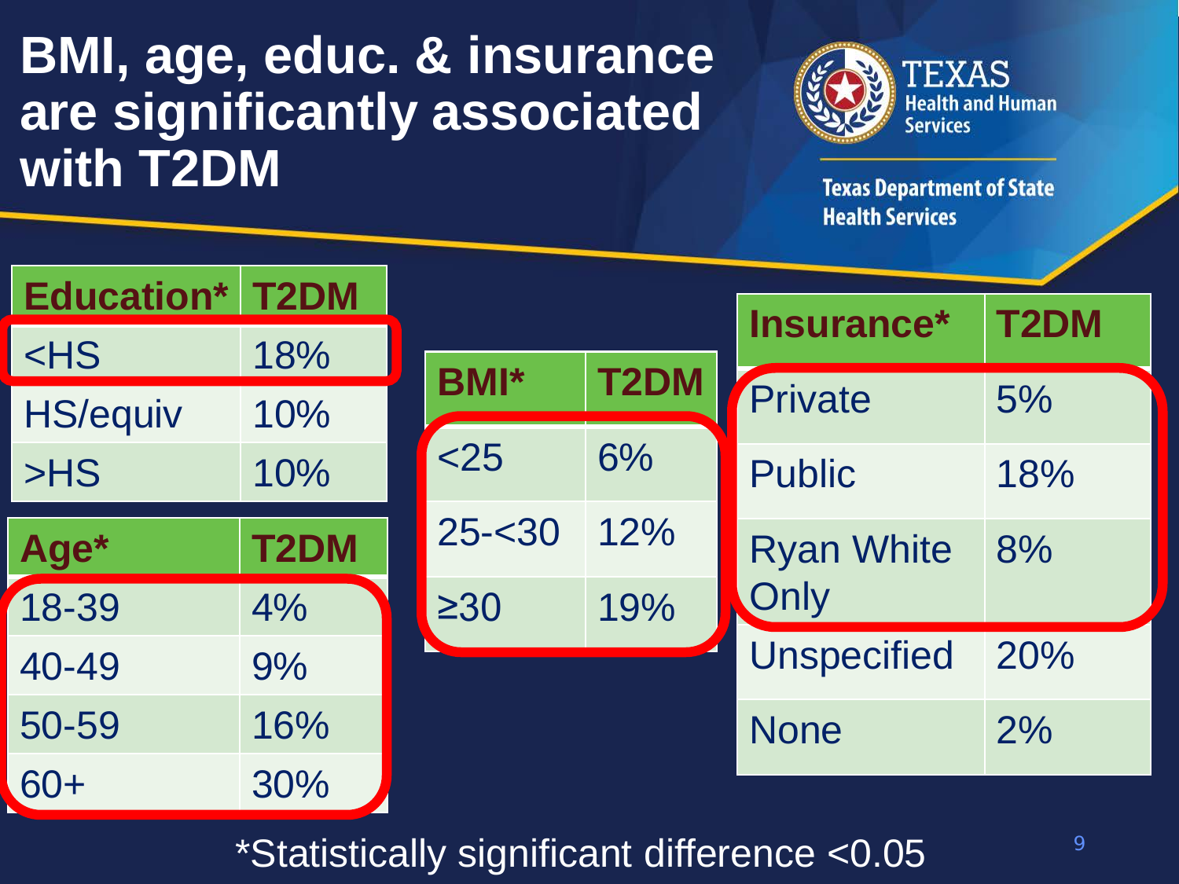# BMI, age, educ. & insurance are significantly associated with T2DM

Texas Health and Human Services

Texas Department of State Health Services

| Education* | T2DM |
|---|---|
| <HS | 18% |
| HS/equiv | 10% |
| >HS | 10% |

| Age* | T2DM |
|---|---|
| 18-39 | 4% |
| 40-49 | 9% |
| 50-59 | 16% |
| 60+ | 30% |

| BMI* | T2DM |
|---|---|
| <25 | 6% |
| 25-<30 | 12% |
| ≥30 | 19% |

| Insurance* | T2DM |
|---|---|
| Private | 5% |
| Public | 18% |
| Ryan White Only | 8% |
| Unspecified | 20% |
| None | 2% |

*Statistically significant difference <0.05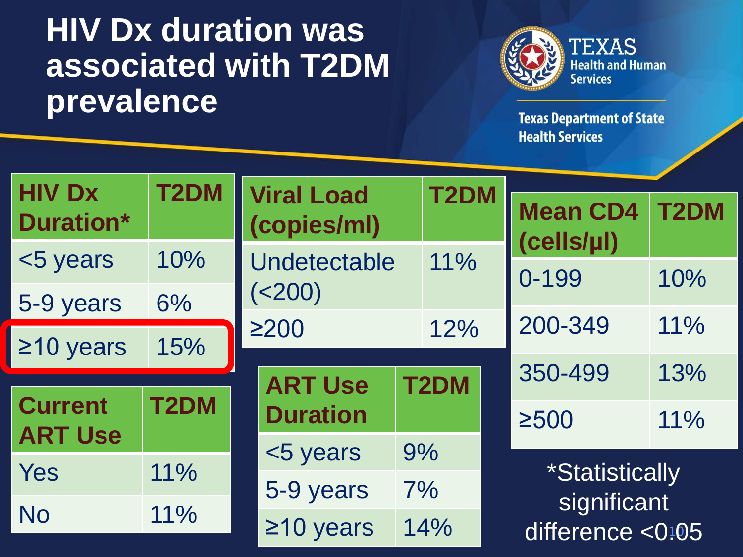# HIV Dx duration was associated with T2DM prevalence

Texas Health and Human Services

Texas Department of State Health Services

| HIV Dx Duration* | T2DM |
|---|---|
| <5 years | 10% |
| 5-9 years | 6% |
| ≥10 years | 15% |

| Viral Load (copies/ml) | T2DM |
|---|---|
| Undetectable (<200) | 11% |
| ≥200 | 12% |

| Mean CD4 (cells/µl) | T2DM |
|---|---|
| 0-199 | 10% |
| 200-349 | 11% |
| 350-499 | 13% |
| ≥500 | 11% |

| Current ART Use | T2DM |
|---|---|
| Yes | 11% |
| No | 11% |

| ART Use Duration | T2DM |
|---|---|
| <5 years | 9% |
| 5-9 years | 7% |
| ≥10 years | 14% |

*Statistically significant difference <0.05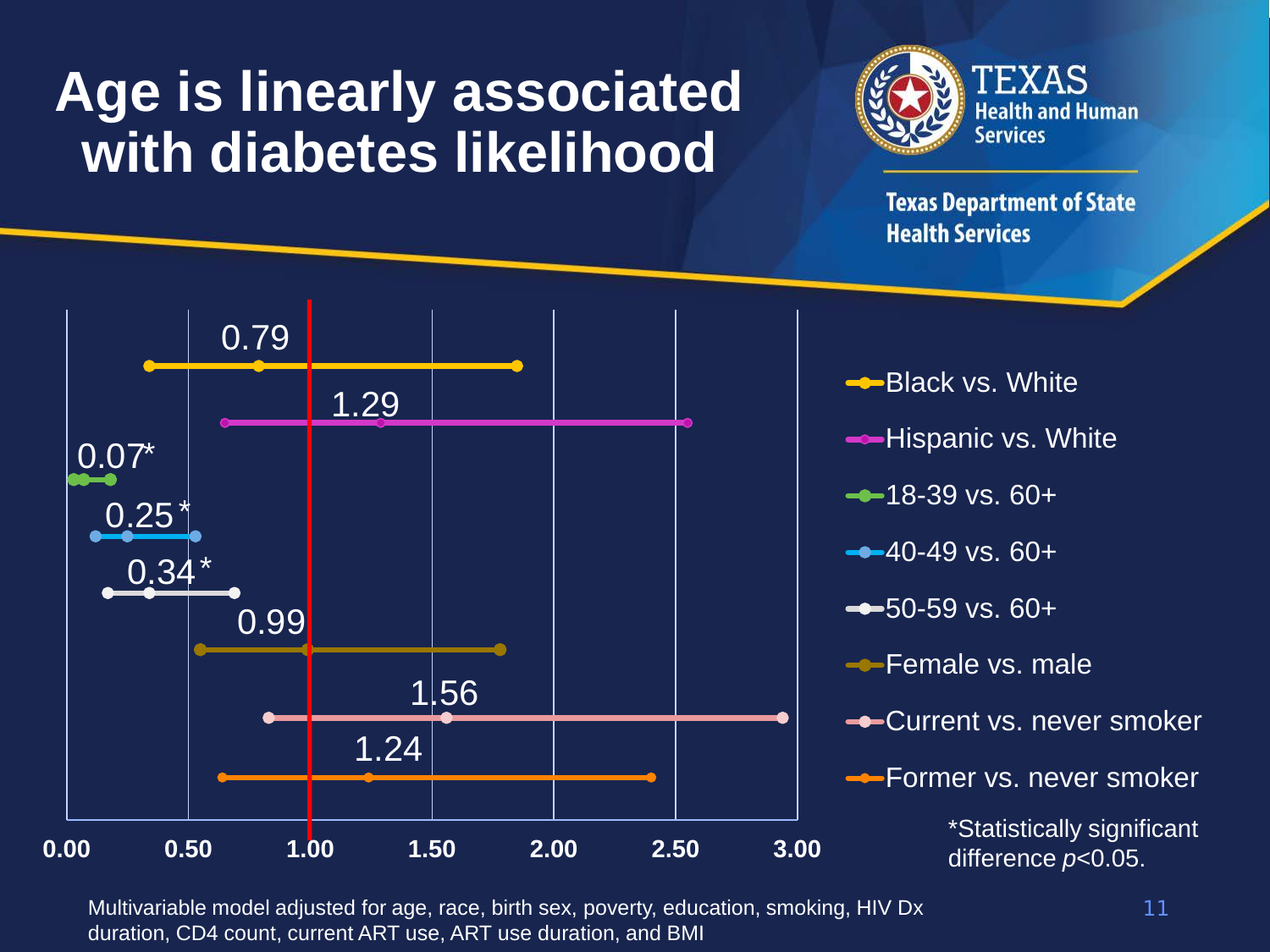# Age is linearly associated with diabetes likelihood

Texas Health and Human Services

Texas Department of State Health Services

| Comparison | Value |
| --- | --- |
| Black vs. White | 0.79 |
| Hispanic vs. White | 1.29 |
| 18-39 vs. 60+ | 0.07* |
| 40-49 vs. 60+ | 0.25* |
| 50-59 vs. 60+ | 0.34* |
| Female vs. male | 0.99 |
| Current vs. never smoker | 1.56 |
| Former vs. never smoker | 1.24 |

0.00 0.50 1.00 1.50 2.00 2.50 3.00

*Statistically significant difference $p<0.05$.

Multivariable model adjusted for age, race, birth sex, poverty, education, smoking, HIV Dx duration, CD4 count, current ART use, ART use duration, and BMI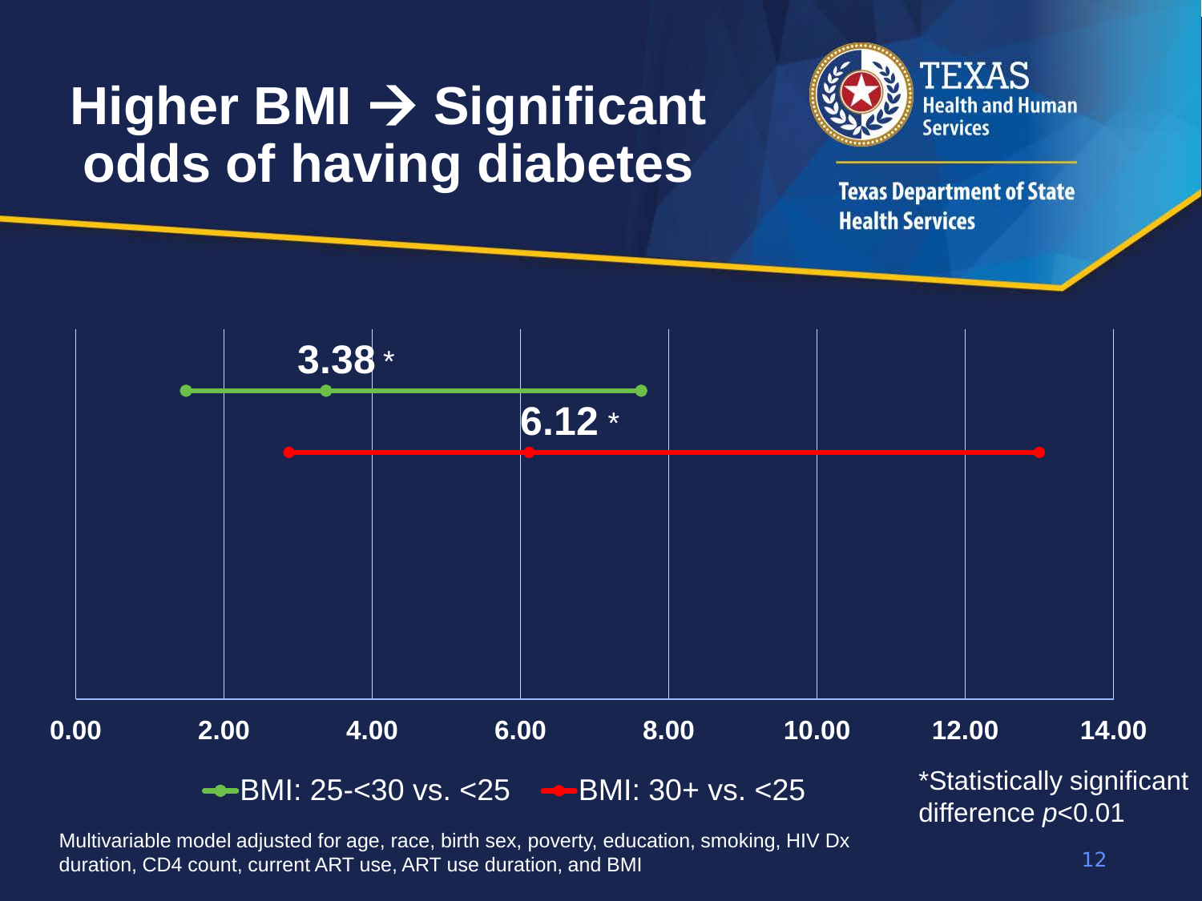# Higher BMI → Significant odds of having diabetes

Texas Health and Human Services

Texas Department of State Health Services

3.38 *

6.12 *

0.00 2.00 4.00 6.00 8.00 10.00 12.00 14.00

BMI: 25-<30 vs. <25 BMI: 30+ vs. <25

*Statistically significant difference *p*<0.01

Multivariable model adjusted for age, race, birth sex, poverty, education, smoking, HIV Dx duration, CD4 count, current ART use, ART use duration, and BMI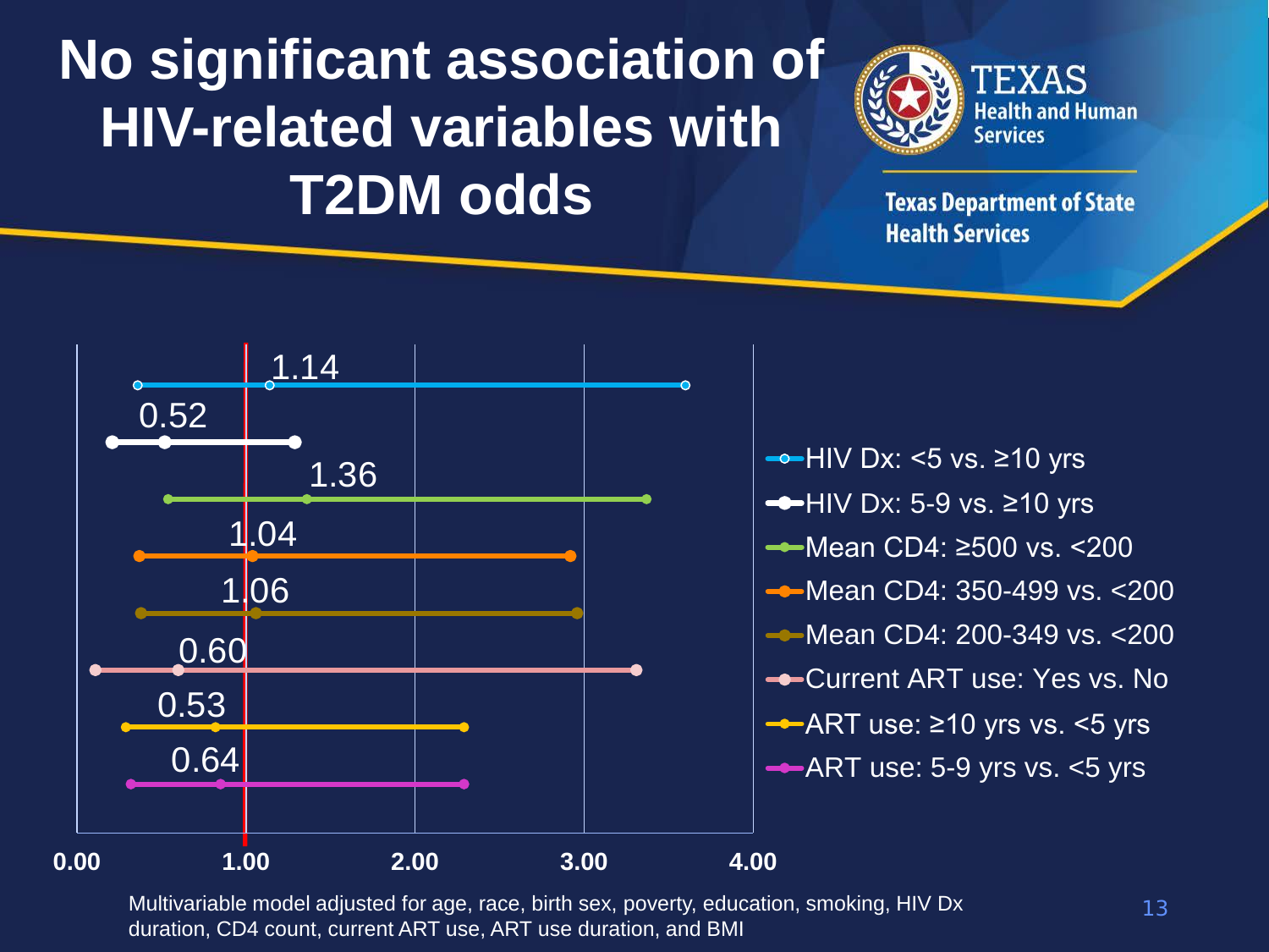# No significant association of HIV-related variables with T2DM odds

Texas Health and Human Services

Texas Department of State Health Services

| Variable | Odds Ratio |
|---|---|
| HIV Dx: <5 vs. ≥10 yrs | 1.14 |
| HIV Dx: 5-9 vs. ≥10 yrs | 0.52 |
| Mean CD4: ≥500 vs. <200 | 1.36 |
| Mean CD4: 350-499 vs. <200 | 1.04 |
| Mean CD4: 200-349 vs. <200 | 1.06 |
| Current ART use: Yes vs. No | 0.60 |
| ART use: ≥10 yrs vs. <5 yrs | 0.53 |
| ART use: 5-9 yrs vs. <5 yrs | 0.64 |

Axis: 0.00, 1.00, 2.00, 3.00, 4.00

Multivariable model adjusted for age, race, birth sex, poverty, education, smoking, HIV Dx duration, CD4 count, current ART use, ART use duration, and BMI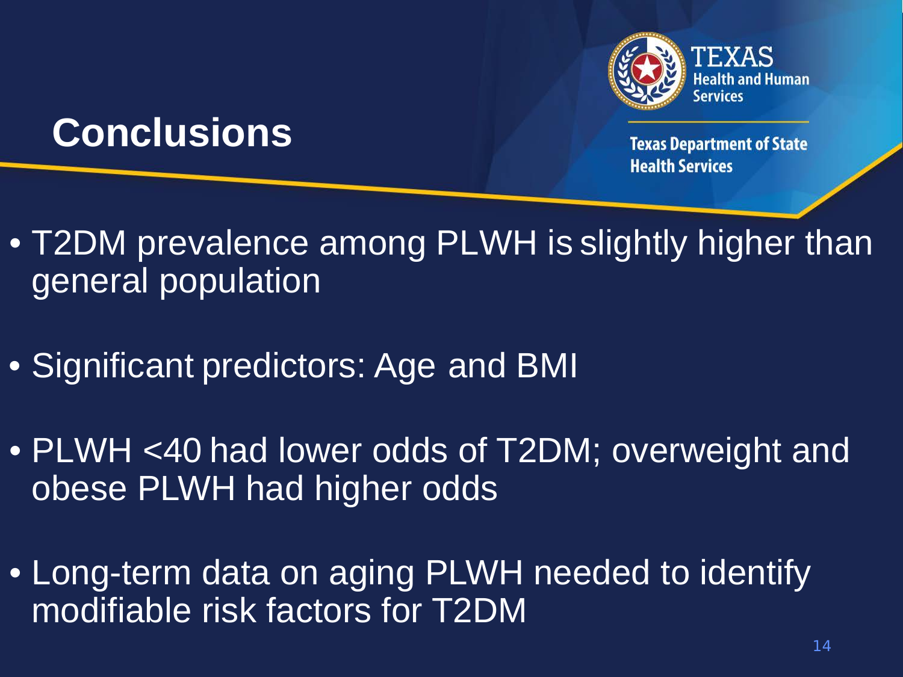# Conclusions

- T2DM prevalence among PLWH is slightly higher than general population
- Significant predictors: Age and BMI
- PLWH <40 had lower odds of T2DM; overweight and obese PLWH had higher odds
- Long-term data on aging PLWH needed to identify modifiable risk factors for T2DM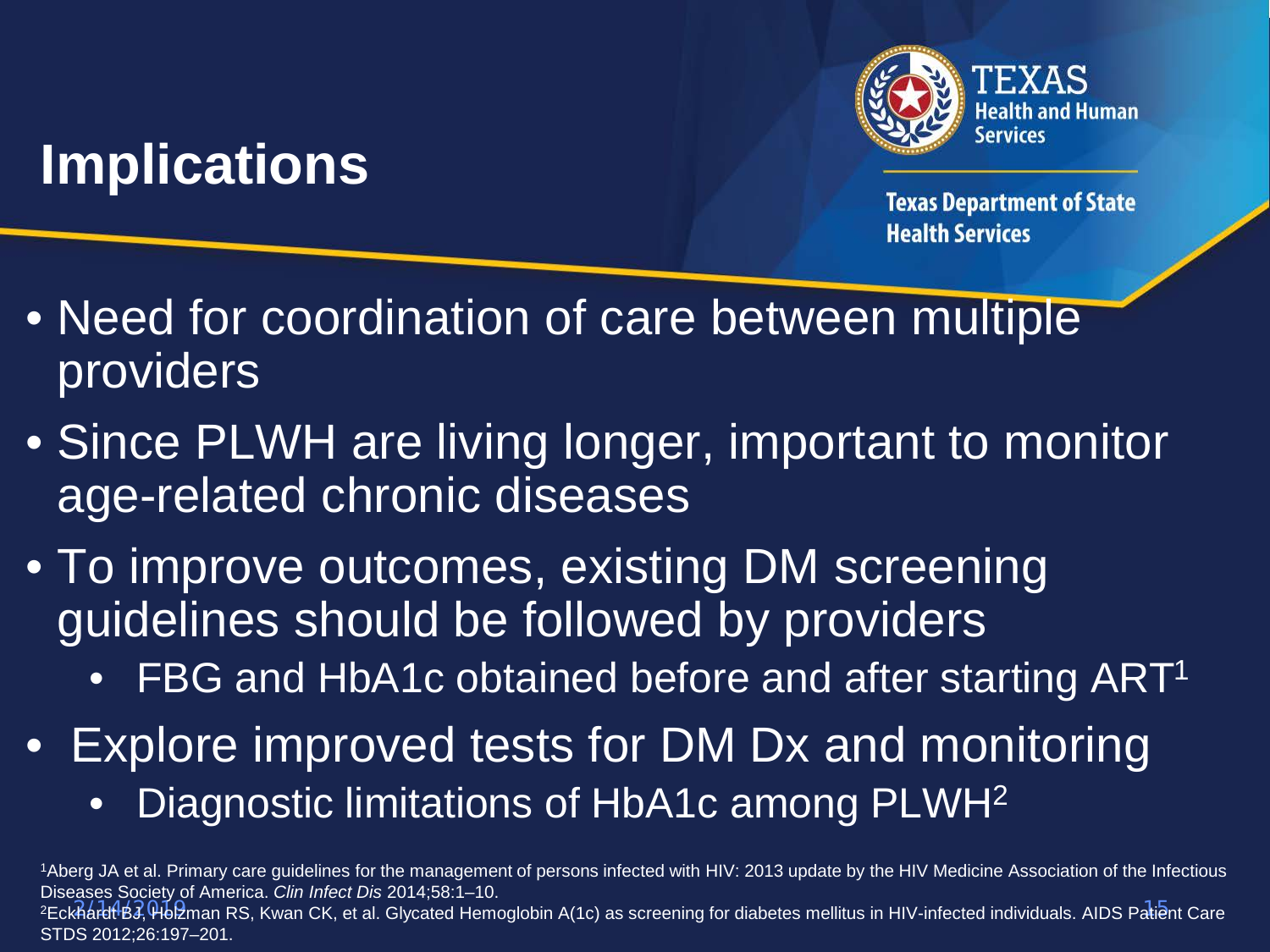# Implications

Texas Health and Human Services

Texas Department of State Health Services

- Need for coordination of care between multiple providers
- Since PLWH are living longer, important to monitor age-related chronic diseases
- To improve outcomes, existing DM screening guidelines should be followed by providers
  - FBG and HbA1c obtained before and after starting ART[1]
- Explore improved tests for DM Dx and monitoring
  - Diagnostic limitations of HbA1c among PLWH[2]

[1]Aberg JA et al. Primary care guidelines for the management of persons infected with HIV: 2013 update by the HIV Medicine Association of the Infectious Diseases Society of America. *Clin Infect Dis* 2014;58:1–10.

[2]Eckhardt BJ, Holzman RS, Kwan CK, et al. Glycated Hemoglobin A(1c) as screening for diabetes mellitus in HIV-infected individuals. AIDS Patient Care STDS 2012;26:197–201.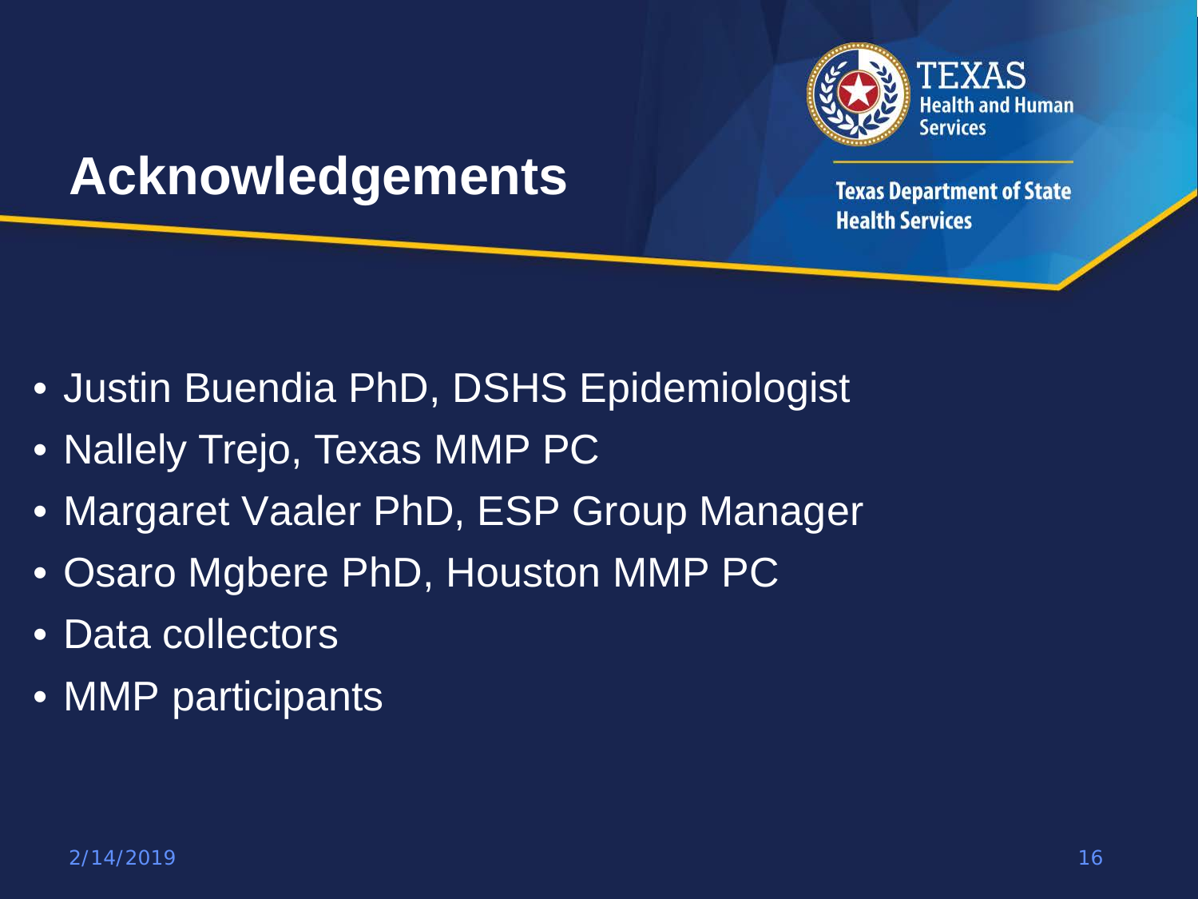# Acknowledgements

- Justin Buendia PhD, DSHS Epidemiologist
- Nallely Trejo, Texas MMP PC
- Margaret Vaaler PhD, ESP Group Manager
- Osaro Mgbere PhD, Houston MMP PC
- Data collectors
- MMP participants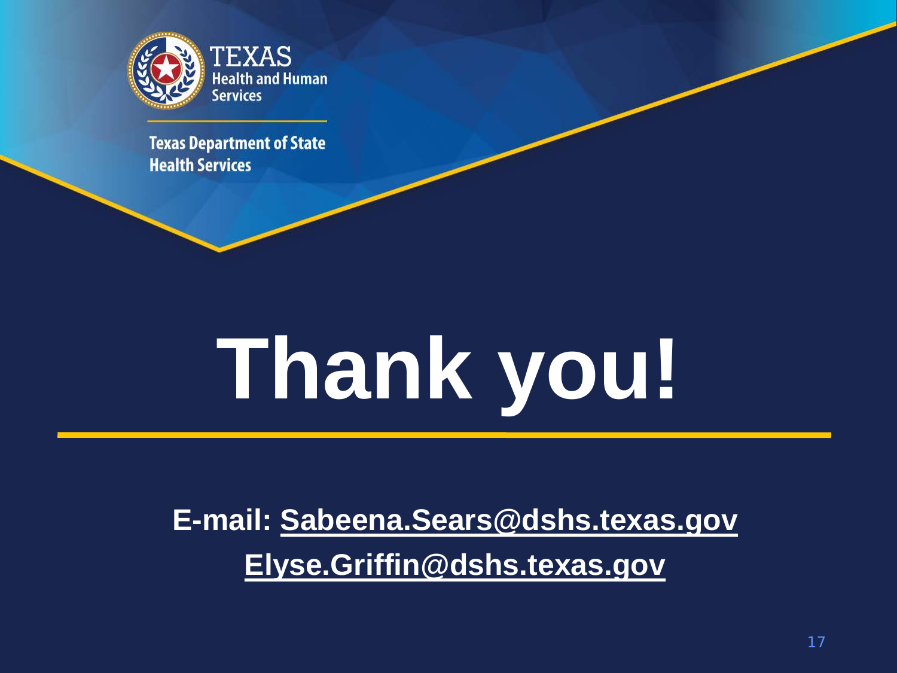TEXAS
Health and Human Services

Texas Department of State Health Services

# Thank you!

**E-mail: Sabeena.Sears@dshs.texas.gov**

**Elyse.Griffin@dshs.texas.gov**